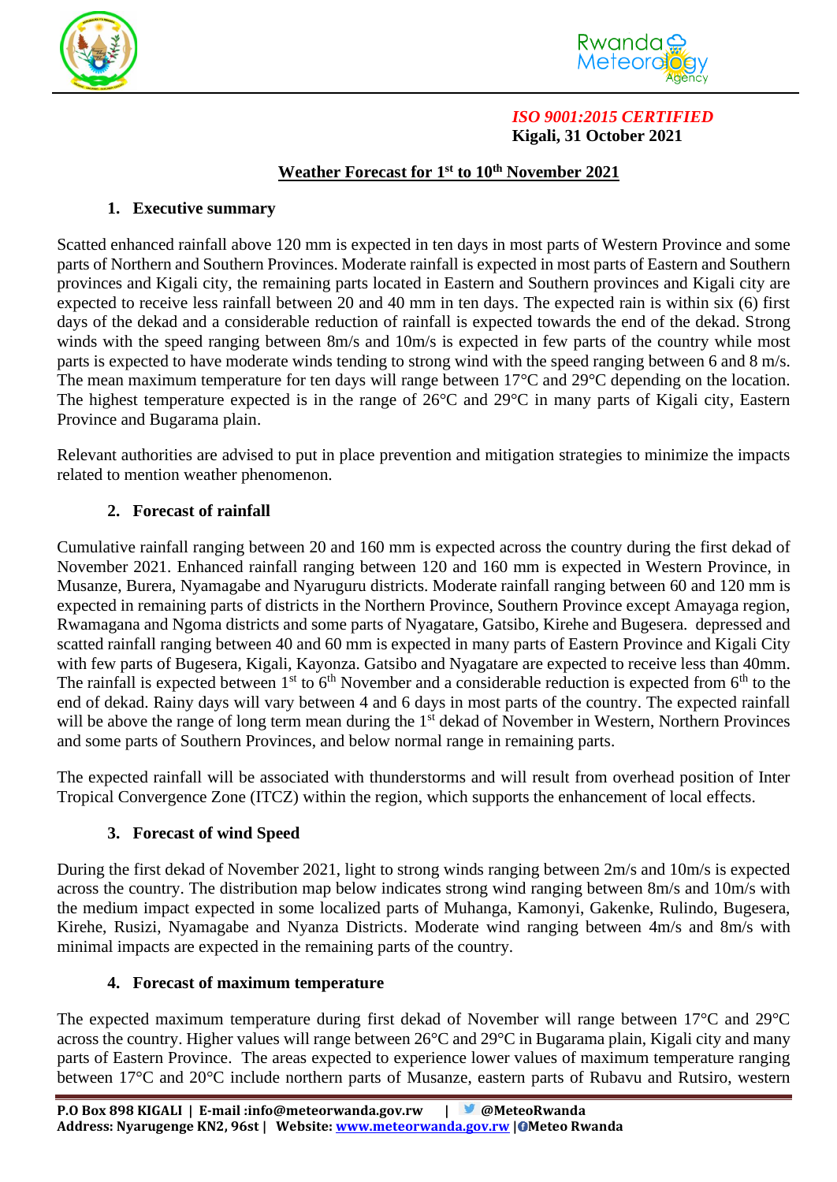*ISO 9001:2015 CERTIFIED*
**Kigali, 31 October 2021**

# Weather Forecast for 1st to 10th November 2021

## 1. Executive summary

Scatted enhanced rainfall above 120 mm is expected in ten days in most parts of Western Province and some parts of Northern and Southern Provinces. Moderate rainfall is expected in most parts of Eastern and Southern provinces and Kigali city, the remaining parts located in Eastern and Southern provinces and Kigali city are expected to receive less rainfall between 20 and 40 mm in ten days. The expected rain is within six (6) first days of the dekad and a considerable reduction of rainfall is expected towards the end of the dekad. Strong winds with the speed ranging between 8m/s and 10m/s is expected in few parts of the country while most parts is expected to have moderate winds tending to strong wind with the speed ranging between 6 and 8 m/s. The mean maximum temperature for ten days will range between 17°C and 29°C depending on the location. The highest temperature expected is in the range of 26°C and 29°C in many parts of Kigali city, Eastern Province and Bugarama plain.

Relevant authorities are advised to put in place prevention and mitigation strategies to minimize the impacts related to mention weather phenomenon.

## 2. Forecast of rainfall

Cumulative rainfall ranging between 20 and 160 mm is expected across the country during the first dekad of November 2021. Enhanced rainfall ranging between 120 and 160 mm is expected in Western Province, in Musanze, Burera, Nyamagabe and Nyaruguru districts. Moderate rainfall ranging between 60 and 120 mm is expected in remaining parts of districts in the Northern Province, Southern Province except Amayaga region, Rwamagana and Ngoma districts and some parts of Nyagatare, Gatsibo, Kirehe and Bugesera. depressed and scatted rainfall ranging between 40 and 60 mm is expected in many parts of Eastern Province and Kigali City with few parts of Bugesera, Kigali, Kayonza. Gatsibo and Nyagatare are expected to receive less than 40mm. The rainfall is expected between 1st to 6th November and a considerable reduction is expected from 6th to the end of dekad. Rainy days will vary between 4 and 6 days in most parts of the country. The expected rainfall will be above the range of long term mean during the 1st dekad of November in Western, Northern Provinces and some parts of Southern Provinces, and below normal range in remaining parts.

The expected rainfall will be associated with thunderstorms and will result from overhead position of Inter Tropical Convergence Zone (ITCZ) within the region, which supports the enhancement of local effects.

## 3. Forecast of wind Speed

During the first dekad of November 2021, light to strong winds ranging between 2m/s and 10m/s is expected across the country. The distribution map below indicates strong wind ranging between 8m/s and 10m/s with the medium impact expected in some localized parts of Muhanga, Kamonyi, Gakenke, Rulindo, Bugesera, Kirehe, Rusizi, Nyamagabe and Nyanza Districts. Moderate wind ranging between 4m/s and 8m/s with minimal impacts are expected in the remaining parts of the country.

## 4. Forecast of maximum temperature

The expected maximum temperature during first dekad of November will range between 17°C and 29°C across the country. Higher values will range between 26°C and 29°C in Bugarama plain, Kigali city and many parts of Eastern Province. The areas expected to experience lower values of maximum temperature ranging between 17°C and 20°C include northern parts of Musanze, eastern parts of Rubavu and Rutsiro, western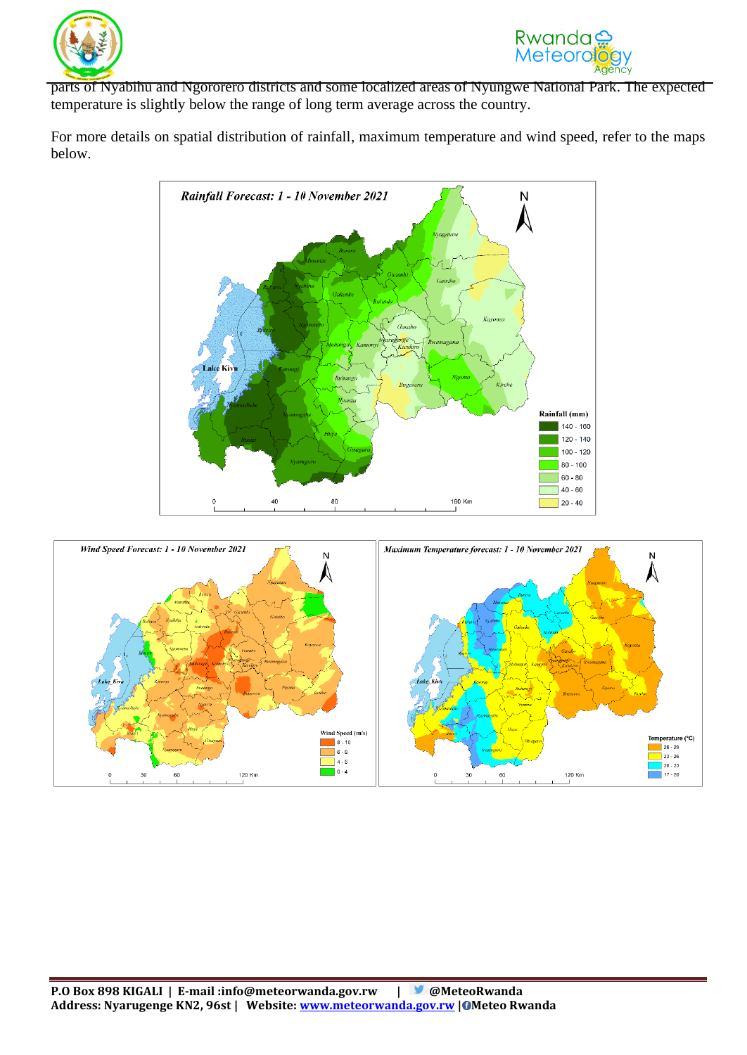parts of Nyabihu and Ngororero districts and some localized areas of Nyungwe National Park. The expected temperature is slightly below the range of long term average across the country.

For more details on spatial distribution of rainfall, maximum temperature and wind speed, refer to the maps below.

Rainfall Forecast: 1 - 10 November 2021

Rainfall (mm)
140 - 160
120 - 140
100 - 120
80 - 100
60 - 80
40 - 60
20 - 40

0 40 80 160 Km

Wind Speed Forecast: 1 - 10 November 2021

Wind Speed (m/s)
8 - 10
6 - 8
4 - 6
0 - 4

0 30 60 120 Km

Maximum Temperature forecast: 1 - 10 November 2021

Temperature (°C)
26 - 29
23 - 26
20 - 23
17 - 20

0 30 60 120 Km